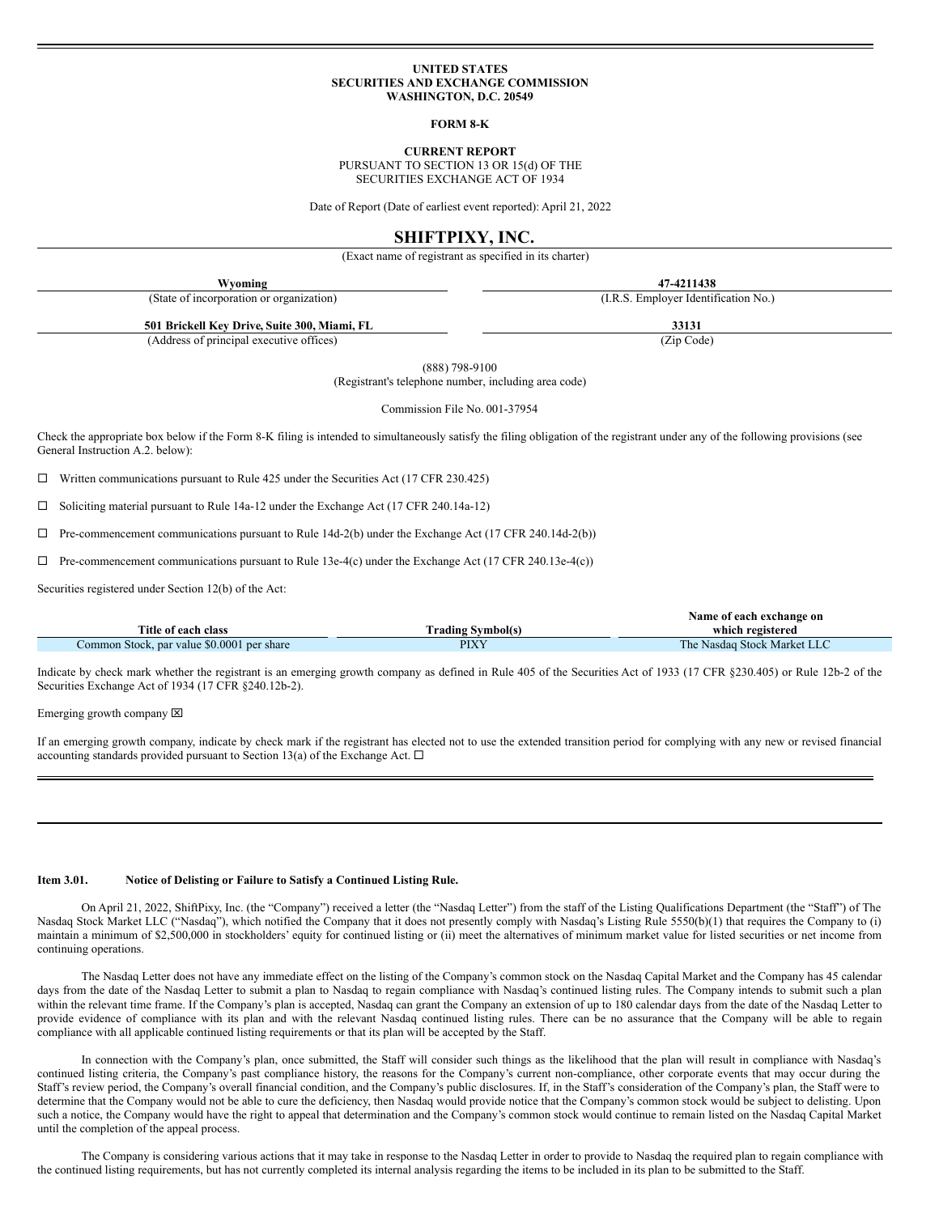**UNITED STATES**
**SECURITIES AND EXCHANGE COMMISSION**
**WASHINGTON, D.C. 20549**

**FORM 8-K**

**CURRENT REPORT**
PURSUANT TO SECTION 13 OR 15(d) OF THE
SECURITIES EXCHANGE ACT OF 1934

Date of Report (Date of earliest event reported): April 21, 2022

# SHIFTPIXY, INC.

(Exact name of registrant as specified in its charter)

| **Wyoming** | **47-4211438** |
|---|---|
| (State of incorporation or organization) | (I.R.S. Employer Identification No.) |
| **501 Brickell Key Drive, Suite 300, Miami, FL** | **33131** |
| (Address of principal executive offices) | (Zip Code) |

(888) 798-9100
(Registrant's telephone number, including area code)

Commission File No. 001-37954

Check the appropriate box below if the Form 8-K filing is intended to simultaneously satisfy the filing obligation of the registrant under any of the following provisions (see General Instruction A.2. below):

☐ Written communications pursuant to Rule 425 under the Securities Act (17 CFR 230.425)

☐ Soliciting material pursuant to Rule 14a-12 under the Exchange Act (17 CFR 240.14a-12)

☐ Pre-commencement communications pursuant to Rule 14d-2(b) under the Exchange Act (17 CFR 240.14d-2(b))

☐ Pre-commencement communications pursuant to Rule 13e-4(c) under the Exchange Act (17 CFR 240.13e-4(c))

Securities registered under Section 12(b) of the Act:

| Title of each class | Trading Symbol(s) | Name of each exchange on which registered |
|---|---|---|
| Common Stock, par value $0.0001 per share | PIXY | The Nasdaq Stock Market LLC |

Indicate by check mark whether the registrant is an emerging growth company as defined in Rule 405 of the Securities Act of 1933 (17 CFR §230.405) or Rule 12b-2 of the Securities Exchange Act of 1934 (17 CFR §240.12b-2).

Emerging growth company ☒

If an emerging growth company, indicate by check mark if the registrant has elected not to use the extended transition period for complying with any new or revised financial accounting standards provided pursuant to Section 13(a) of the Exchange Act. ☐

**Item 3.01. Notice of Delisting or Failure to Satisfy a Continued Listing Rule.**

On April 21, 2022, ShiftPixy, Inc. (the "Company") received a letter (the "Nasdaq Letter") from the staff of the Listing Qualifications Department (the "Staff") of The Nasdaq Stock Market LLC ("Nasdaq"), which notified the Company that it does not presently comply with Nasdaq's Listing Rule 5550(b)(1) that requires the Company to (i) maintain a minimum of $2,500,000 in stockholders' equity for continued listing or (ii) meet the alternatives of minimum market value for listed securities or net income from continuing operations.

The Nasdaq Letter does not have any immediate effect on the listing of the Company's common stock on the Nasdaq Capital Market and the Company has 45 calendar days from the date of the Nasdaq Letter to submit a plan to Nasdaq to regain compliance with Nasdaq's continued listing rules. The Company intends to submit such a plan within the relevant time frame. If the Company's plan is accepted, Nasdaq can grant the Company an extension of up to 180 calendar days from the date of the Nasdaq Letter to provide evidence of compliance with its plan and with the relevant Nasdaq continued listing rules. There can be no assurance that the Company will be able to regain compliance with all applicable continued listing requirements or that its plan will be accepted by the Staff.

In connection with the Company's plan, once submitted, the Staff will consider such things as the likelihood that the plan will result in compliance with Nasdaq's continued listing criteria, the Company's past compliance history, the reasons for the Company's current non-compliance, other corporate events that may occur during the Staff's review period, the Company's overall financial condition, and the Company's public disclosures. If, in the Staff's consideration of the Company's plan, the Staff were to determine that the Company would not be able to cure the deficiency, then Nasdaq would provide notice that the Company's common stock would be subject to delisting. Upon such a notice, the Company would have the right to appeal that determination and the Company's common stock would continue to remain listed on the Nasdaq Capital Market until the completion of the appeal process.

The Company is considering various actions that it may take in response to the Nasdaq Letter in order to provide to Nasdaq the required plan to regain compliance with the continued listing requirements, but has not currently completed its internal analysis regarding the items to be included in its plan to be submitted to the Staff.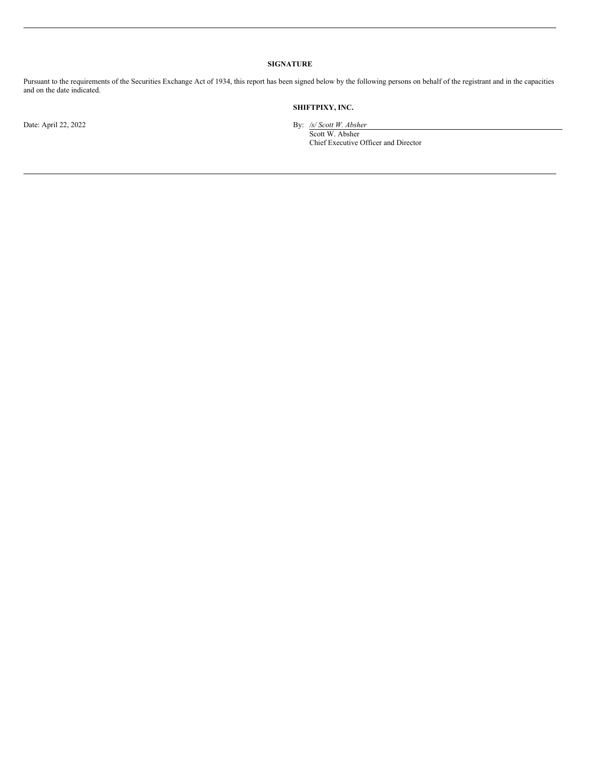**SIGNATURE**

Pursuant to the requirements of the Securities Exchange Act of 1934, this report has been signed below by the following persons on behalf of the registrant and in the capacities and on the date indicated.

**SHIFTPIXY, INC.**

Date: April 22, 2022

By: */s/ Scott W. Absher*
Scott W. Absher
Chief Executive Officer and Director